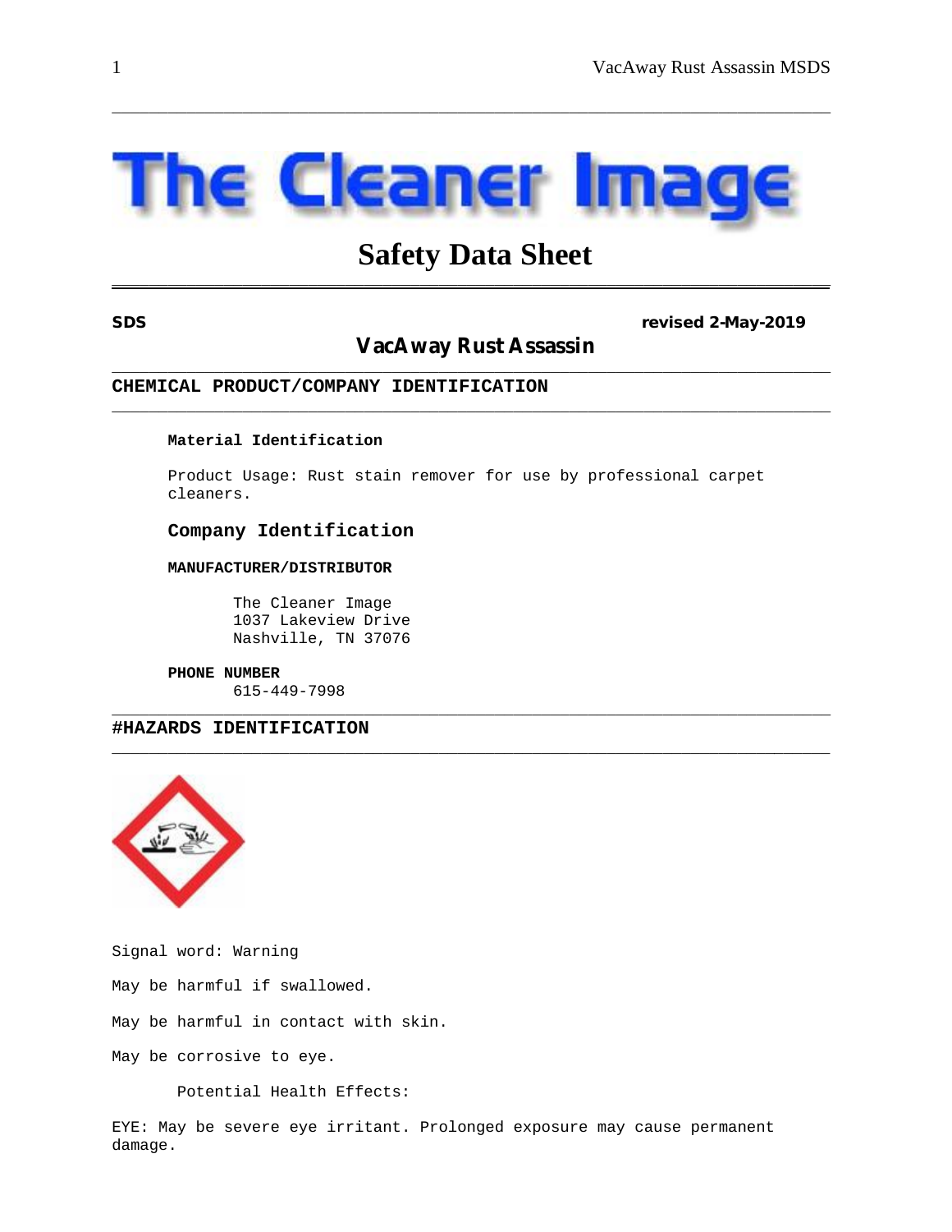# The Cleaner Image

## Safety Data Sheet

**SDS** **revised 2-May-2019**

### VacAway Rust Assassin

## CHEMICAL PRODUCT/COMPANY IDENTIFICATION

**Material Identification**

Product Usage: Rust stain remover for use by professional carpet cleaners.

### Company Identification

**MANUFACTURER/DISTRIBUTOR**

The Cleaner Image
1037 Lakeview Drive
Nashville, TN 37076

**PHONE NUMBER**
615-449-7998

## #HAZARDS IDENTIFICATION

Signal word: Warning

May be harmful if swallowed.

May be harmful in contact with skin.

May be corrosive to eye.

Potential Health Effects:

EYE: May be severe eye irritant. Prolonged exposure may cause permanent damage.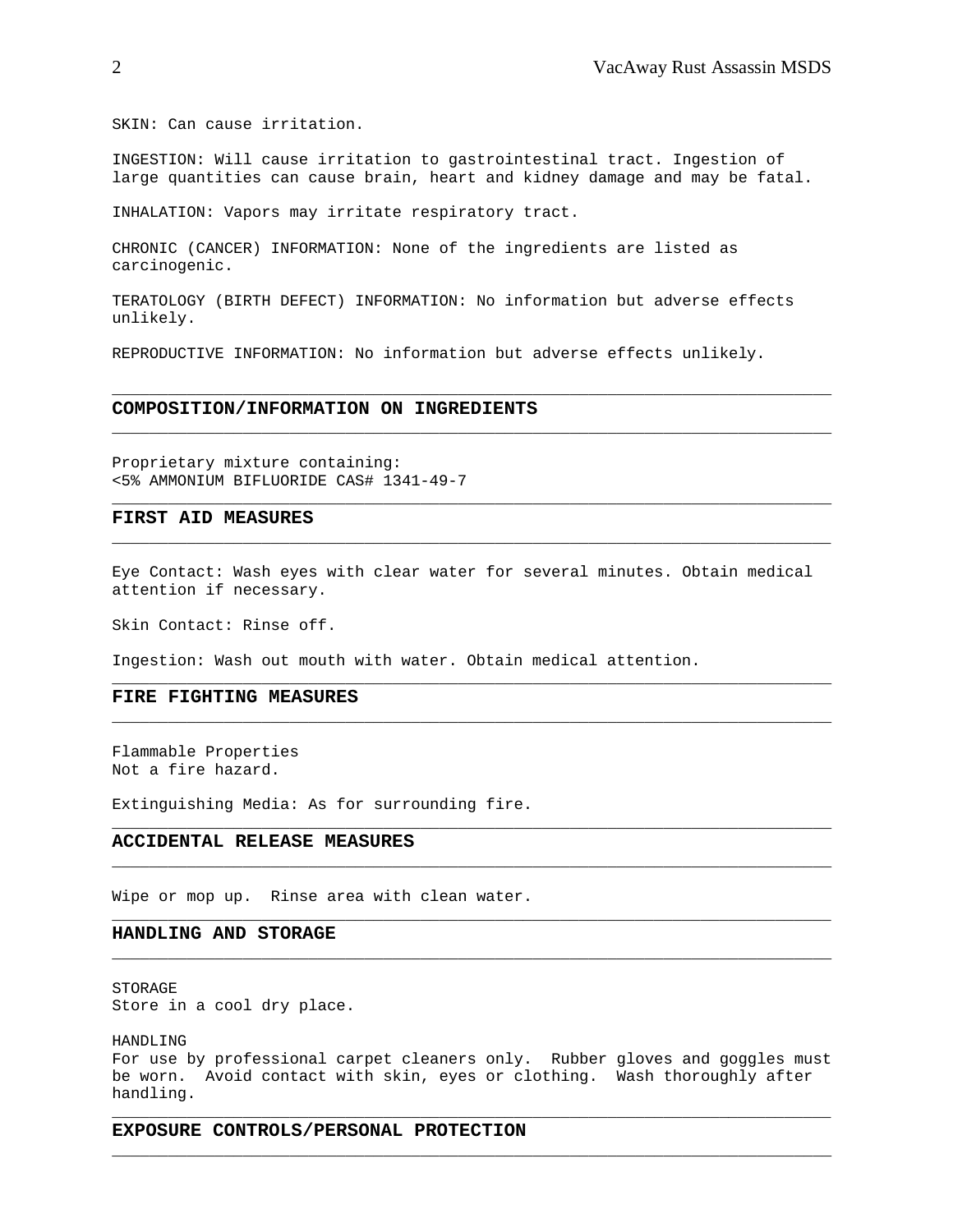SKIN: Can cause irritation.

INGESTION: Will cause irritation to gastrointestinal tract. Ingestion of large quantities can cause brain, heart and kidney damage and may be fatal.

INHALATION: Vapors may irritate respiratory tract.

CHRONIC (CANCER) INFORMATION: None of the ingredients are listed as carcinogenic.

TERATOLOGY (BIRTH DEFECT) INFORMATION: No information but adverse effects unlikely.

REPRODUCTIVE INFORMATION: No information but adverse effects unlikely.

## COMPOSITION/INFORMATION ON INGREDIENTS

Proprietary mixture containing:
<5% AMMONIUM BIFLUORIDE CAS# 1341-49-7

## FIRST AID MEASURES

Eye Contact: Wash eyes with clear water for several minutes. Obtain medical attention if necessary.

Skin Contact: Rinse off.

Ingestion: Wash out mouth with water. Obtain medical attention.

## FIRE FIGHTING MEASURES

Flammable Properties
Not a fire hazard.

Extinguishing Media: As for surrounding fire.

## ACCIDENTAL RELEASE MEASURES

Wipe or mop up. Rinse area with clean water.

## HANDLING AND STORAGE

STORAGE
Store in a cool dry place.

HANDLING
For use by professional carpet cleaners only. Rubber gloves and goggles must be worn. Avoid contact with skin, eyes or clothing. Wash thoroughly after handling.

## EXPOSURE CONTROLS/PERSONAL PROTECTION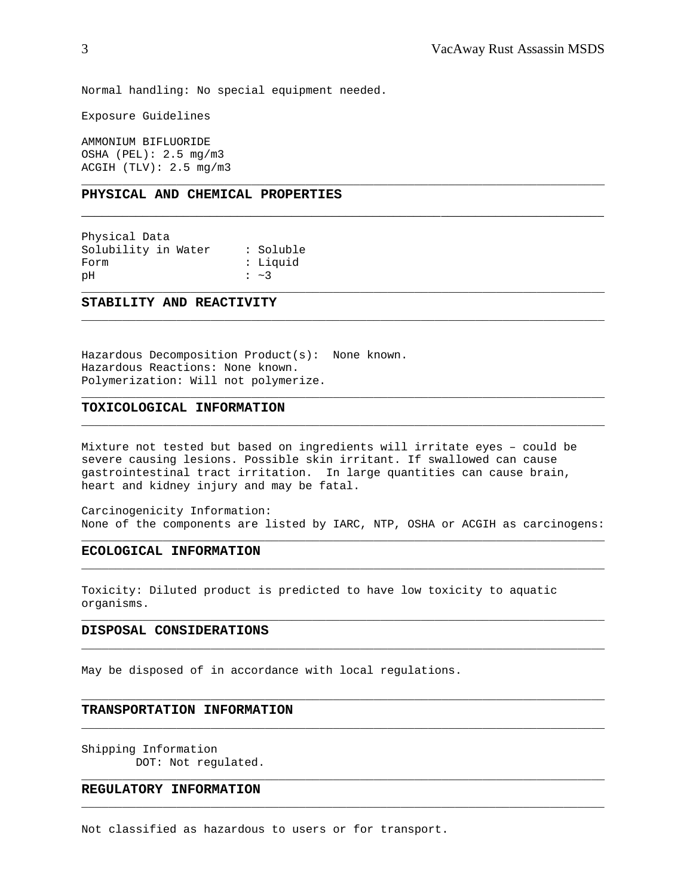Normal handling: No special equipment needed.

Exposure Guidelines

AMMONIUM BIFLUORIDE
OSHA (PEL): 2.5 mg/m3
ACGIH (TLV): 2.5 mg/m3

## PHYSICAL AND CHEMICAL PROPERTIES

Physical Data

| | |
|---|---|
| Solubility in Water | : Soluble |
| Form | : Liquid |
| pH | : ~3 |

## STABILITY AND REACTIVITY

Hazardous Decomposition Product(s): None known.
Hazardous Reactions: None known.
Polymerization: Will not polymerize.

## TOXICOLOGICAL INFORMATION

Mixture not tested but based on ingredients will irritate eyes – could be severe causing lesions. Possible skin irritant. If swallowed can cause gastrointestinal tract irritation. In large quantities can cause brain, heart and kidney injury and may be fatal.

Carcinogenicity Information:
None of the components are listed by IARC, NTP, OSHA or ACGIH as carcinogens:

## ECOLOGICAL INFORMATION

Toxicity: Diluted product is predicted to have low toxicity to aquatic organisms.

## DISPOSAL CONSIDERATIONS

May be disposed of in accordance with local regulations.

## TRANSPORTATION INFORMATION

Shipping Information
DOT: Not regulated.

## REGULATORY INFORMATION

Not classified as hazardous to users or for transport.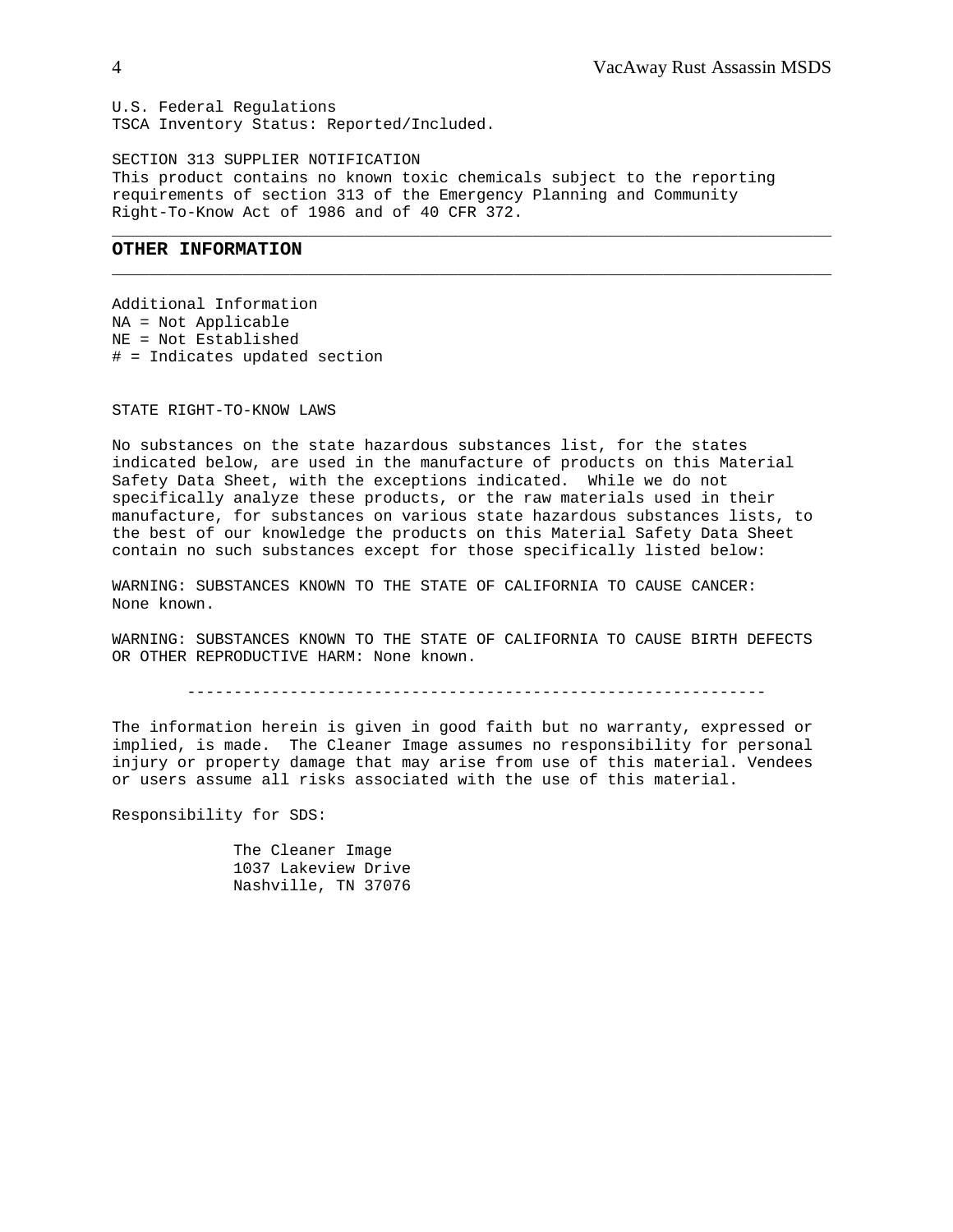U.S. Federal Regulations
TSCA Inventory Status: Reported/Included.

SECTION 313 SUPPLIER NOTIFICATION
This product contains no known toxic chemicals subject to the reporting requirements of section 313 of the Emergency Planning and Community Right-To-Know Act of 1986 and of 40 CFR 372.

---

## OTHER INFORMATION

---

Additional Information
NA = Not Applicable
NE = Not Established
# = Indicates updated section

STATE RIGHT-TO-KNOW LAWS

No substances on the state hazardous substances list, for the states indicated below, are used in the manufacture of products on this Material Safety Data Sheet, with the exceptions indicated. While we do not specifically analyze these products, or the raw materials used in their manufacture, for substances on various state hazardous substances lists, to the best of our knowledge the products on this Material Safety Data Sheet contain no such substances except for those specifically listed below:

WARNING: SUBSTANCES KNOWN TO THE STATE OF CALIFORNIA TO CAUSE CANCER: None known.

WARNING: SUBSTANCES KNOWN TO THE STATE OF CALIFORNIA TO CAUSE BIRTH DEFECTS OR OTHER REPRODUCTIVE HARM: None known.

---

The information herein is given in good faith but no warranty, expressed or implied, is made. The Cleaner Image assumes no responsibility for personal injury or property damage that may arise from use of this material. Vendees or users assume all risks associated with the use of this material.

Responsibility for SDS:

The Cleaner Image
1037 Lakeview Drive
Nashville, TN 37076